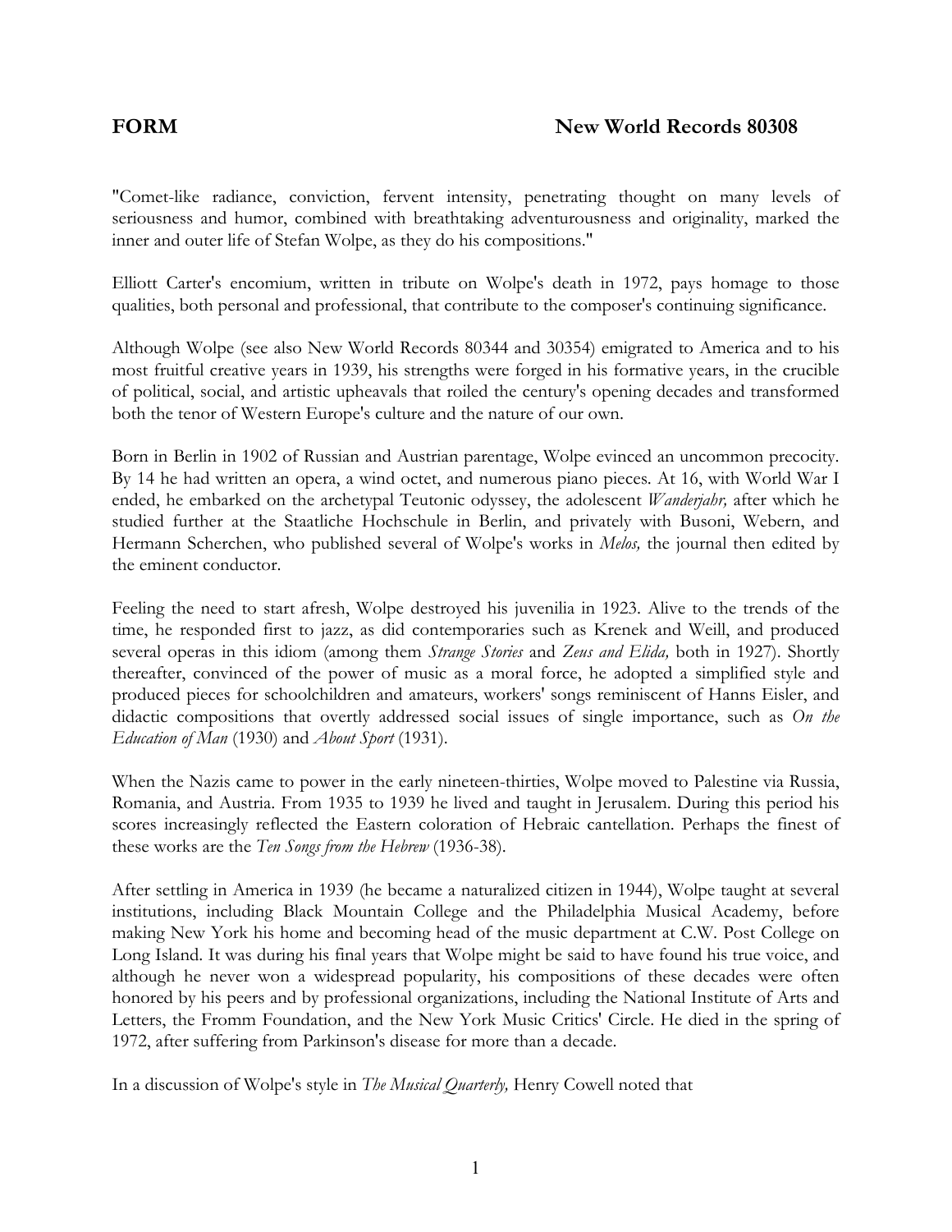**FORM** **New World Records 80308**

"Comet-like radiance, conviction, fervent intensity, penetrating thought on many levels of seriousness and humor, combined with breathtaking adventurousness and originality, marked the inner and outer life of Stefan Wolpe, as they do his compositions."

Elliott Carter's encomium, written in tribute on Wolpe's death in 1972, pays homage to those qualities, both personal and professional, that contribute to the composer's continuing significance.

Although Wolpe (see also New World Records 80344 and 30354) emigrated to America and to his most fruitful creative years in 1939, his strengths were forged in his formative years, in the crucible of political, social, and artistic upheavals that roiled the century's opening decades and transformed both the tenor of Western Europe's culture and the nature of our own.

Born in Berlin in 1902 of Russian and Austrian parentage, Wolpe evinced an uncommon precocity. By 14 he had written an opera, a wind octet, and numerous piano pieces. At 16, with World War I ended, he embarked on the archetypal Teutonic odyssey, the adolescent *Wanderjahr,* after which he studied further at the Staatliche Hochschule in Berlin, and privately with Busoni, Webern, and Hermann Scherchen, who published several of Wolpe's works in *Melos,* the journal then edited by the eminent conductor.

Feeling the need to start afresh, Wolpe destroyed his juvenilia in 1923. Alive to the trends of the time, he responded first to jazz, as did contemporaries such as Krenek and Weill, and produced several operas in this idiom (among them *Strange Stories* and *Zeus and Elida,* both in 1927). Shortly thereafter, convinced of the power of music as a moral force, he adopted a simplified style and produced pieces for schoolchildren and amateurs, workers' songs reminiscent of Hanns Eisler, and didactic compositions that overtly addressed social issues of single importance, such as *On the Education of Man* (1930) and *About Sport* (1931).

When the Nazis came to power in the early nineteen-thirties, Wolpe moved to Palestine via Russia, Romania, and Austria. From 1935 to 1939 he lived and taught in Jerusalem. During this period his scores increasingly reflected the Eastern coloration of Hebraic cantellation. Perhaps the finest of these works are the *Ten Songs from the Hebrew* (1936-38).

After settling in America in 1939 (he became a naturalized citizen in 1944), Wolpe taught at several institutions, including Black Mountain College and the Philadelphia Musical Academy, before making New York his home and becoming head of the music department at C.W. Post College on Long Island. It was during his final years that Wolpe might be said to have found his true voice, and although he never won a widespread popularity, his compositions of these decades were often honored by his peers and by professional organizations, including the National Institute of Arts and Letters, the Fromm Foundation, and the New York Music Critics' Circle. He died in the spring of 1972, after suffering from Parkinson's disease for more than a decade.

In a discussion of Wolpe's style in *The Musical Quarterly,* Henry Cowell noted that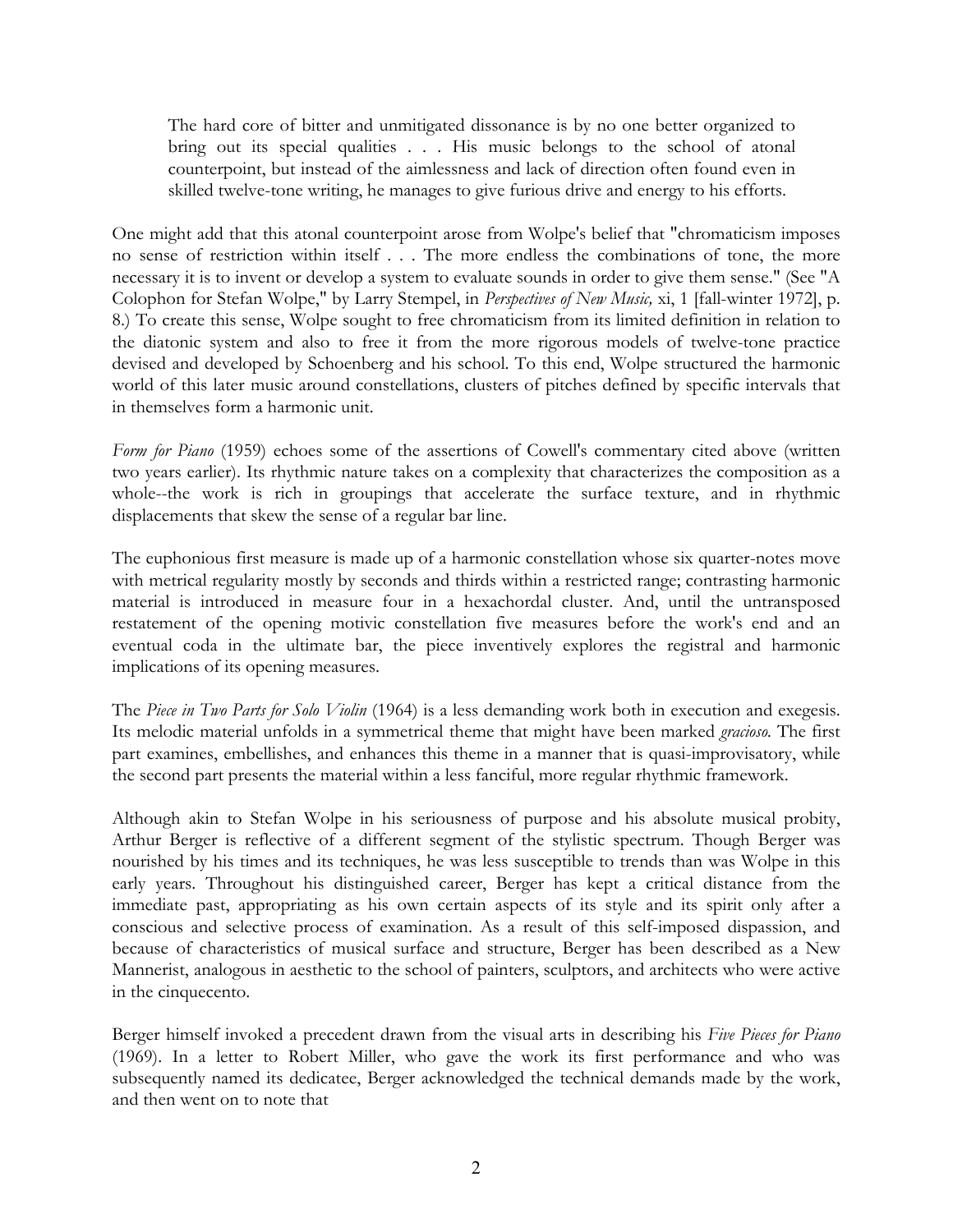> The hard core of bitter and unmitigated dissonance is by no one better organized to bring out its special qualities . . . His music belongs to the school of atonal counterpoint, but instead of the aimlessness and lack of direction often found even in skilled twelve-tone writing, he manages to give furious drive and energy to his efforts.

One might add that this atonal counterpoint arose from Wolpe's belief that "chromaticism imposes no sense of restriction within itself . . . The more endless the combinations of tone, the more necessary it is to invent or develop a system to evaluate sounds in order to give them sense." (See "A Colophon for Stefan Wolpe," by Larry Stempel, in *Perspectives of New Music,* xi, 1 [fall-winter 1972], p. 8.) To create this sense, Wolpe sought to free chromaticism from its limited definition in relation to the diatonic system and also to free it from the more rigorous models of twelve-tone practice devised and developed by Schoenberg and his school. To this end, Wolpe structured the harmonic world of this later music around constellations, clusters of pitches defined by specific intervals that in themselves form a harmonic unit.

*Form for Piano* (1959) echoes some of the assertions of Cowell's commentary cited above (written two years earlier). Its rhythmic nature takes on a complexity that characterizes the composition as a whole--the work is rich in groupings that accelerate the surface texture, and in rhythmic displacements that skew the sense of a regular bar line.

The euphonious first measure is made up of a harmonic constellation whose six quarter-notes move with metrical regularity mostly by seconds and thirds within a restricted range; contrasting harmonic material is introduced in measure four in a hexachordal cluster. And, until the untransposed restatement of the opening motivic constellation five measures before the work's end and an eventual coda in the ultimate bar, the piece inventively explores the registral and harmonic implications of its opening measures.

The *Piece in Two Parts for Solo Violin* (1964) is a less demanding work both in execution and exegesis. Its melodic material unfolds in a symmetrical theme that might have been marked *gracioso.* The first part examines, embellishes, and enhances this theme in a manner that is quasi-improvisatory, while the second part presents the material within a less fanciful, more regular rhythmic framework.

Although akin to Stefan Wolpe in his seriousness of purpose and his absolute musical probity, Arthur Berger is reflective of a different segment of the stylistic spectrum. Though Berger was nourished by his times and its techniques, he was less susceptible to trends than was Wolpe in this early years. Throughout his distinguished career, Berger has kept a critical distance from the immediate past, appropriating as his own certain aspects of its style and its spirit only after a conscious and selective process of examination. As a result of this self-imposed dispassion, and because of characteristics of musical surface and structure, Berger has been described as a New Mannerist, analogous in aesthetic to the school of painters, sculptors, and architects who were active in the cinquecento.

Berger himself invoked a precedent drawn from the visual arts in describing his *Five Pieces for Piano* (1969). In a letter to Robert Miller, who gave the work its first performance and who was subsequently named its dedicatee, Berger acknowledged the technical demands made by the work, and then went on to note that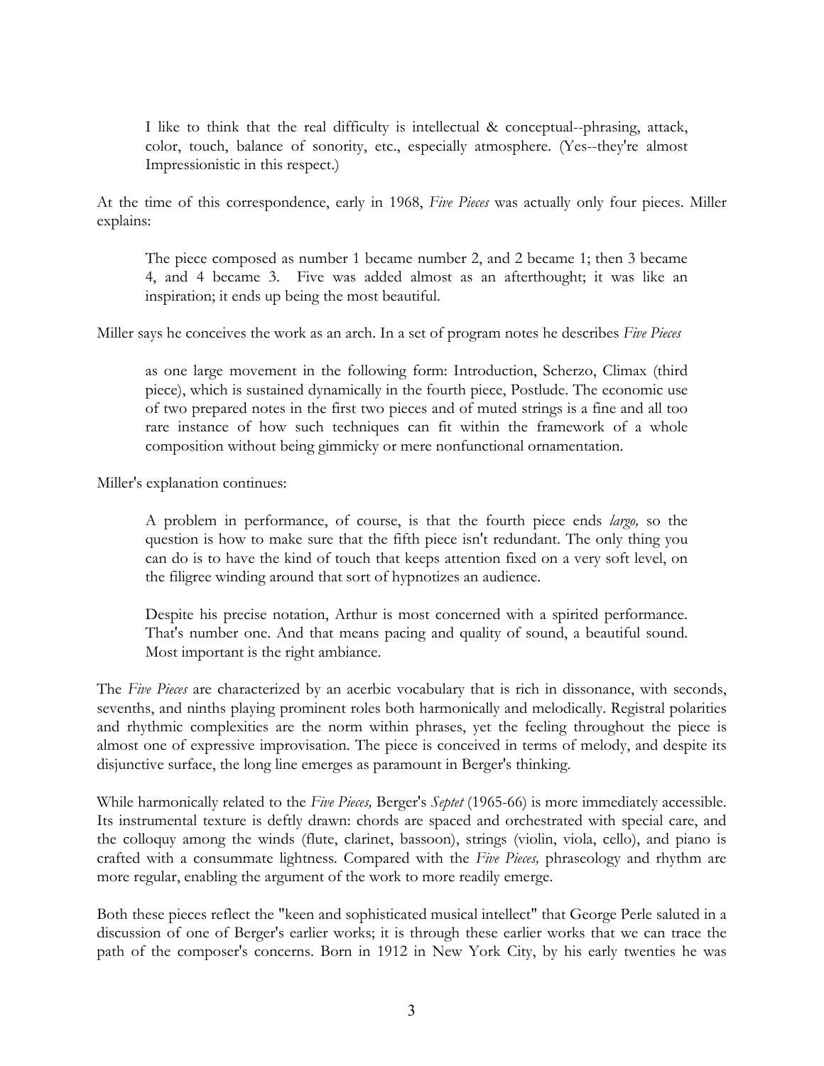> I like to think that the real difficulty is intellectual & conceptual--phrasing, attack, color, touch, balance of sonority, etc., especially atmosphere. (Yes--they're almost Impressionistic in this respect.)

At the time of this correspondence, early in 1968, *Five Pieces* was actually only four pieces. Miller explains:

> The piece composed as number 1 became number 2, and 2 became 1; then 3 became 4, and 4 became 3. Five was added almost as an afterthought; it was like an inspiration; it ends up being the most beautiful.

Miller says he conceives the work as an arch. In a set of program notes he describes *Five Pieces*

> as one large movement in the following form: Introduction, Scherzo, Climax (third piece), which is sustained dynamically in the fourth piece, Postlude. The economic use of two prepared notes in the first two pieces and of muted strings is a fine and all too rare instance of how such techniques can fit within the framework of a whole composition without being gimmicky or mere nonfunctional ornamentation.

Miller's explanation continues:

> A problem in performance, of course, is that the fourth piece ends *largo,* so the question is how to make sure that the fifth piece isn't redundant. The only thing you can do is to have the kind of touch that keeps attention fixed on a very soft level, on the filigree winding around that sort of hypnotizes an audience.
>
> Despite his precise notation, Arthur is most concerned with a spirited performance. That's number one. And that means pacing and quality of sound, a beautiful sound. Most important is the right ambiance.

The *Five Pieces* are characterized by an acerbic vocabulary that is rich in dissonance, with seconds, sevenths, and ninths playing prominent roles both harmonically and melodically. Registral polarities and rhythmic complexities are the norm within phrases, yet the feeling throughout the piece is almost one of expressive improvisation. The piece is conceived in terms of melody, and despite its disjunctive surface, the long line emerges as paramount in Berger's thinking.

While harmonically related to the *Five Pieces,* Berger's *Septet* (1965-66) is more immediately accessible. Its instrumental texture is deftly drawn: chords are spaced and orchestrated with special care, and the colloquy among the winds (flute, clarinet, bassoon), strings (violin, viola, cello), and piano is crafted with a consummate lightness. Compared with the *Five Pieces,* phraseology and rhythm are more regular, enabling the argument of the work to more readily emerge.

Both these pieces reflect the "keen and sophisticated musical intellect" that George Perle saluted in a discussion of one of Berger's earlier works; it is through these earlier works that we can trace the path of the composer's concerns. Born in 1912 in New York City, by his early twenties he was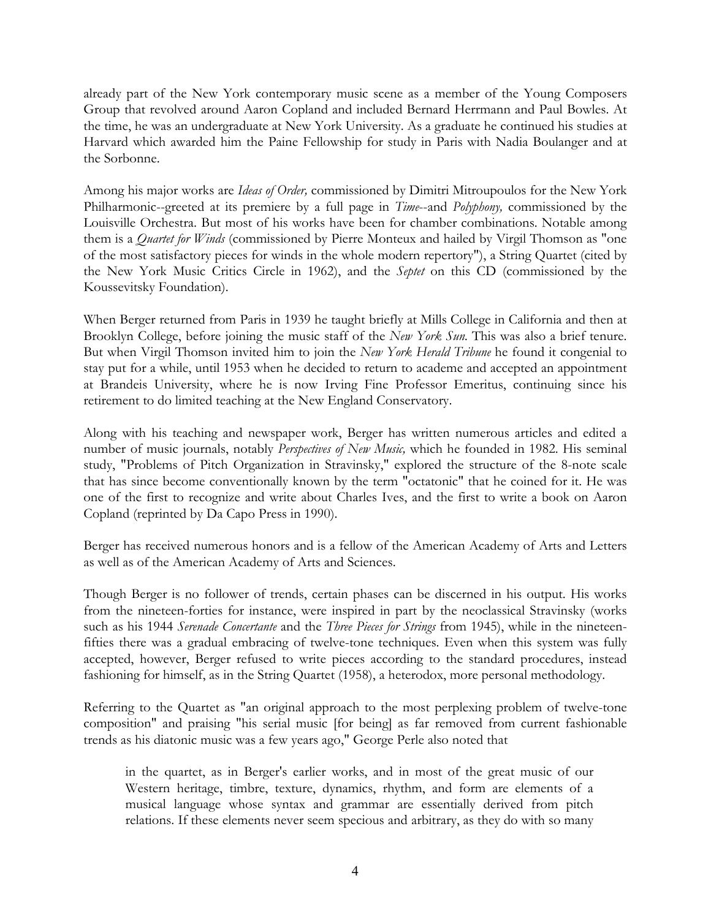already part of the New York contemporary music scene as a member of the Young Composers Group that revolved around Aaron Copland and included Bernard Herrmann and Paul Bowles. At the time, he was an undergraduate at New York University. As a graduate he continued his studies at Harvard which awarded him the Paine Fellowship for study in Paris with Nadia Boulanger and at the Sorbonne.

Among his major works are *Ideas of Order,* commissioned by Dimitri Mitroupoulos for the New York Philharmonic--greeted at its premiere by a full page in *Time*--and *Polyphony,* commissioned by the Louisville Orchestra. But most of his works have been for chamber combinations. Notable among them is a *Quartet for Winds* (commissioned by Pierre Monteux and hailed by Virgil Thomson as "one of the most satisfactory pieces for winds in the whole modern repertory"), a String Quartet (cited by the New York Music Critics Circle in 1962), and the *Septet* on this CD (commissioned by the Koussevitsky Foundation).

When Berger returned from Paris in 1939 he taught briefly at Mills College in California and then at Brooklyn College, before joining the music staff of the *New York Sun.* This was also a brief tenure. But when Virgil Thomson invited him to join the *New York Herald Tribune* he found it congenial to stay put for a while, until 1953 when he decided to return to academe and accepted an appointment at Brandeis University, where he is now Irving Fine Professor Emeritus, continuing since his retirement to do limited teaching at the New England Conservatory.

Along with his teaching and newspaper work, Berger has written numerous articles and edited a number of music journals, notably *Perspectives of New Music,* which he founded in 1982. His seminal study, "Problems of Pitch Organization in Stravinsky," explored the structure of the 8-note scale that has since become conventionally known by the term "octatonic" that he coined for it. He was one of the first to recognize and write about Charles Ives, and the first to write a book on Aaron Copland (reprinted by Da Capo Press in 1990).

Berger has received numerous honors and is a fellow of the American Academy of Arts and Letters as well as of the American Academy of Arts and Sciences.

Though Berger is no follower of trends, certain phases can be discerned in his output. His works from the nineteen-forties for instance, were inspired in part by the neoclassical Stravinsky (works such as his 1944 *Serenade Concertante* and the *Three Pieces for Strings* from 1945), while in the nineteen-fifties there was a gradual embracing of twelve-tone techniques. Even when this system was fully accepted, however, Berger refused to write pieces according to the standard procedures, instead fashioning for himself, as in the String Quartet (1958), a heterodox, more personal methodology.

Referring to the Quartet as "an original approach to the most perplexing problem of twelve-tone composition" and praising "his serial music [for being] as far removed from current fashionable trends as his diatonic music was a few years ago," George Perle also noted that

> in the quartet, as in Berger's earlier works, and in most of the great music of our Western heritage, timbre, texture, dynamics, rhythm, and form are elements of a musical language whose syntax and grammar are essentially derived from pitch relations. If these elements never seem specious and arbitrary, as they do with so many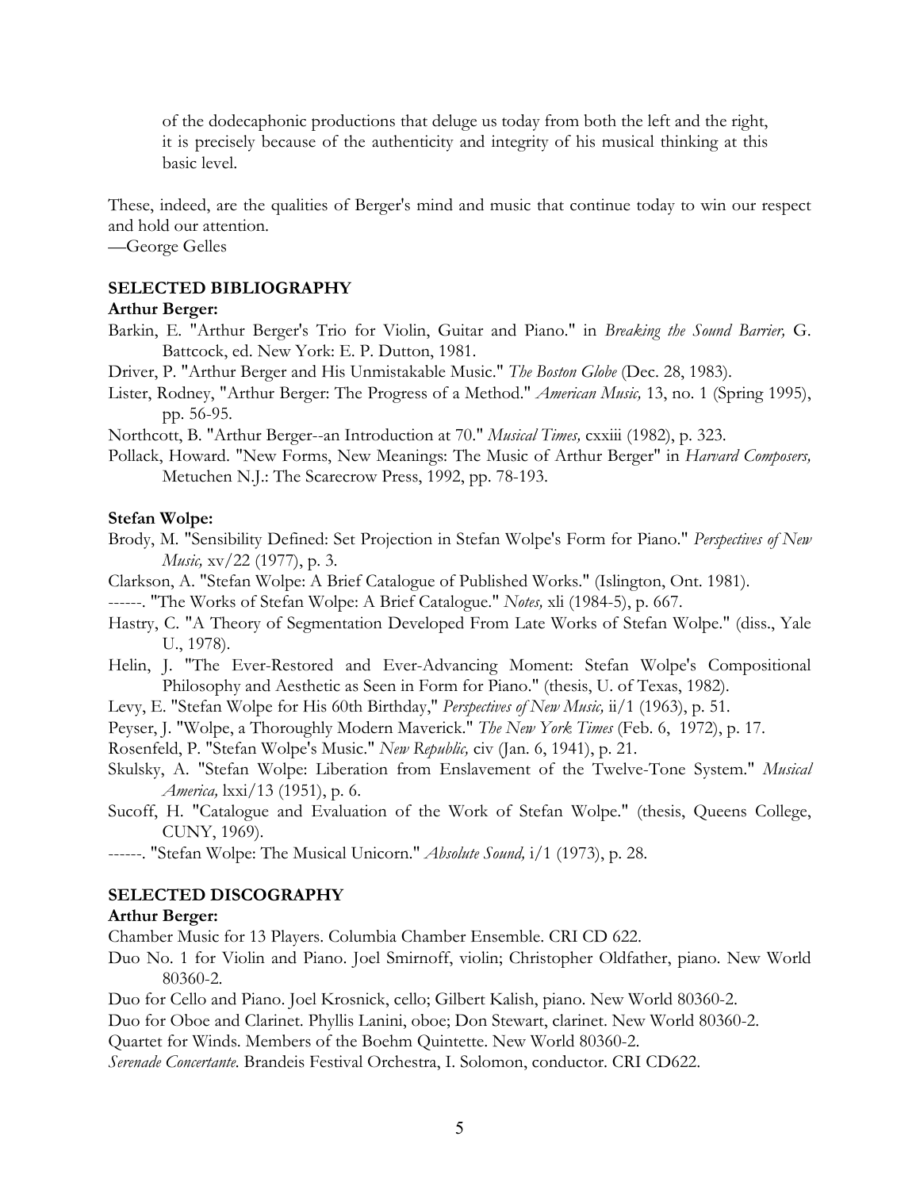> of the dodecaphonic productions that deluge us today from both the left and the right, it is precisely because of the authenticity and integrity of his musical thinking at this basic level.

These, indeed, are the qualities of Berger's mind and music that continue today to win our respect and hold our attention.
—George Gelles

## SELECTED BIBLIOGRAPHY

### Arthur Berger:

Barkin, E. "Arthur Berger's Trio for Violin, Guitar and Piano." in *Breaking the Sound Barrier,* G. Battcock, ed. New York: E. P. Dutton, 1981.

Driver, P. "Arthur Berger and His Unmistakable Music." *The Boston Globe* (Dec. 28, 1983).

Lister, Rodney, "Arthur Berger: The Progress of a Method." *American Music,* 13, no. 1 (Spring 1995), pp. 56-95.

Northcott, B. "Arthur Berger--an Introduction at 70." *Musical Times,* cxxiii (1982), p. 323.

Pollack, Howard. "New Forms, New Meanings: The Music of Arthur Berger" in *Harvard Composers,* Metuchen N.J.: The Scarecrow Press, 1992, pp. 78-193.

### Stefan Wolpe:

Brody, M. "Sensibility Defined: Set Projection in Stefan Wolpe's Form for Piano." *Perspectives of New Music,* xv/22 (1977), p. 3.

Clarkson, A. "Stefan Wolpe: A Brief Catalogue of Published Works." (Islington, Ont. 1981).

------. "The Works of Stefan Wolpe: A Brief Catalogue." *Notes,* xli (1984-5), p. 667.

Hastry, C. "A Theory of Segmentation Developed From Late Works of Stefan Wolpe." (diss., Yale U., 1978).

Helin, J. "The Ever-Restored and Ever-Advancing Moment: Stefan Wolpe's Compositional Philosophy and Aesthetic as Seen in Form for Piano." (thesis, U. of Texas, 1982).

Levy, E. "Stefan Wolpe for His 60th Birthday," *Perspectives of New Music,* ii/1 (1963), p. 51.

Peyser, J. "Wolpe, a Thoroughly Modern Maverick." *The New York Times* (Feb. 6, 1972), p. 17.

Rosenfeld, P. "Stefan Wolpe's Music." *New Republic,* civ (Jan. 6, 1941), p. 21.

Skulsky, A. "Stefan Wolpe: Liberation from Enslavement of the Twelve-Tone System." *Musical America,* lxxi/13 (1951), p. 6.

Sucoff, H. "Catalogue and Evaluation of the Work of Stefan Wolpe." (thesis, Queens College, CUNY, 1969).

------. "Stefan Wolpe: The Musical Unicorn." *Absolute Sound,* i/1 (1973), p. 28.

## SELECTED DISCOGRAPHY

### Arthur Berger:

Chamber Music for 13 Players. Columbia Chamber Ensemble. CRI CD 622.

Duo No. 1 for Violin and Piano. Joel Smirnoff, violin; Christopher Oldfather, piano. New World 80360-2.

Duo for Cello and Piano. Joel Krosnick, cello; Gilbert Kalish, piano. New World 80360-2.

Duo for Oboe and Clarinet. Phyllis Lanini, oboe; Don Stewart, clarinet. New World 80360-2.

Quartet for Winds. Members of the Boehm Quintette. New World 80360-2.

*Serenade Concertante.* Brandeis Festival Orchestra, I. Solomon, conductor. CRI CD622.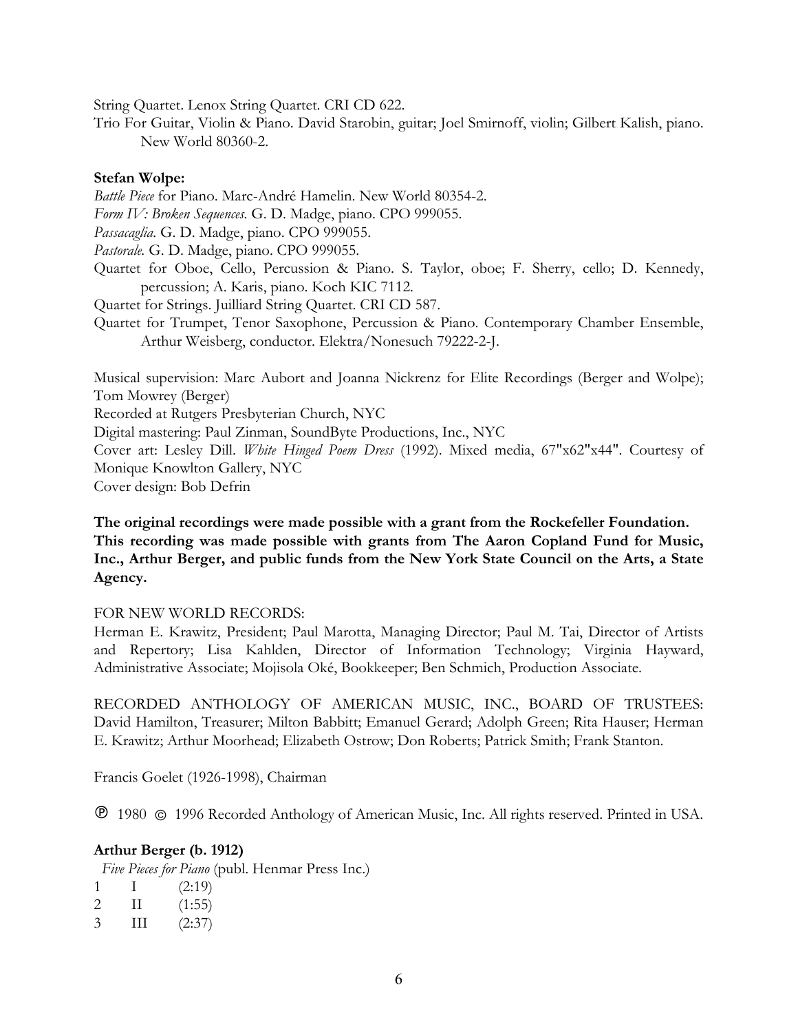String Quartet. Lenox String Quartet. CRI CD 622.

Trio For Guitar, Violin & Piano. David Starobin, guitar; Joel Smirnoff, violin; Gilbert Kalish, piano. New World 80360-2.

**Stefan Wolpe:**

*Battle Piece* for Piano. Marc-André Hamelin. New World 80354-2.

*Form IV: Broken Sequences*. G. D. Madge, piano. CPO 999055.

*Passacaglia*. G. D. Madge, piano. CPO 999055.

*Pastorale*. G. D. Madge, piano. CPO 999055.

Quartet for Oboe, Cello, Percussion & Piano. S. Taylor, oboe; F. Sherry, cello; D. Kennedy, percussion; A. Karis, piano. Koch KIC 7112.

Quartet for Strings. Juilliard String Quartet. CRI CD 587.

Quartet for Trumpet, Tenor Saxophone, Percussion & Piano. Contemporary Chamber Ensemble, Arthur Weisberg, conductor. Elektra/Nonesuch 79222-2-J.

Musical supervision: Marc Aubort and Joanna Nickrenz for Elite Recordings (Berger and Wolpe); Tom Mowrey (Berger)

Recorded at Rutgers Presbyterian Church, NYC

Digital mastering: Paul Zinman, SoundByte Productions, Inc., NYC

Cover art: Lesley Dill. *White Hinged Poem Dress* (1992). Mixed media, 67"x62"x44". Courtesy of Monique Knowlton Gallery, NYC

Cover design: Bob Defrin

**The original recordings were made possible with a grant from the Rockefeller Foundation. This recording was made possible with grants from The Aaron Copland Fund for Music, Inc., Arthur Berger, and public funds from the New York State Council on the Arts, a State Agency.**

FOR NEW WORLD RECORDS:

Herman E. Krawitz, President; Paul Marotta, Managing Director; Paul M. Tai, Director of Artists and Repertory; Lisa Kahlden, Director of Information Technology; Virginia Hayward, Administrative Associate; Mojisola Oké, Bookkeeper; Ben Schmich, Production Associate.

RECORDED ANTHOLOGY OF AMERICAN MUSIC, INC., BOARD OF TRUSTEES: David Hamilton, Treasurer; Milton Babbitt; Emanuel Gerard; Adolph Green; Rita Hauser; Herman E. Krawitz; Arthur Moorhead; Elizabeth Ostrow; Don Roberts; Patrick Smith; Frank Stanton.

Francis Goelet (1926-1998), Chairman

℗ 1980 © 1996 Recorded Anthology of American Music, Inc. All rights reserved. Printed in USA.

**Arthur Berger (b. 1912)**

*Five Pieces for Piano* (publ. Henmar Press Inc.)

1 I (2:19)
2 II (1:55)
3 III (2:37)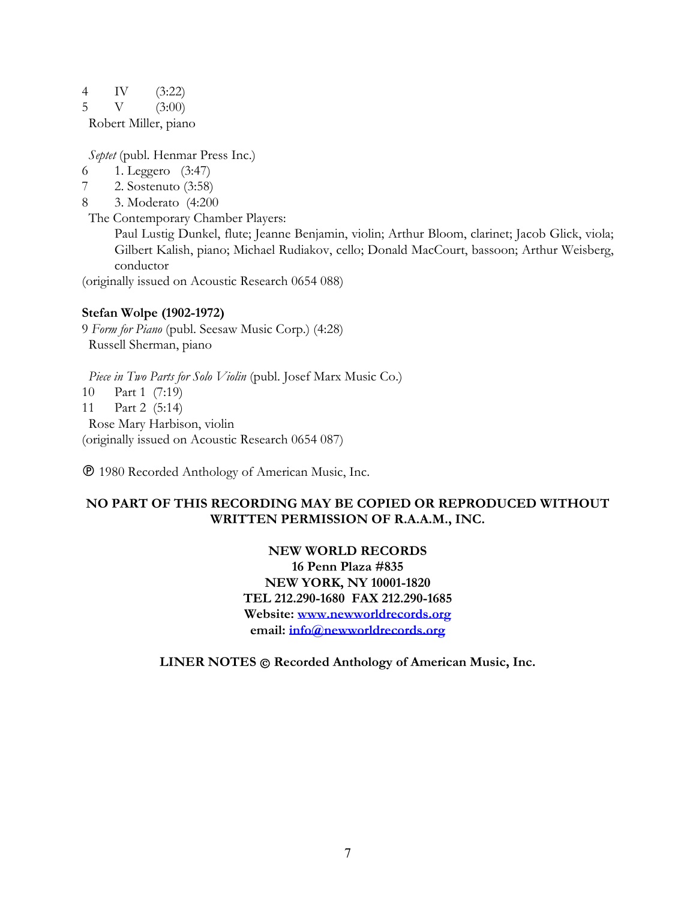4 IV (3:22)
5 V (3:00)
Robert Miller, piano

*Septet* (publ. Henmar Press Inc.)
6 1. Leggero (3:47)
7 2. Sostenuto (3:58)
8 3. Moderato (4:200
The Contemporary Chamber Players:
Paul Lustig Dunkel, flute; Jeanne Benjamin, violin; Arthur Bloom, clarinet; Jacob Glick, viola; Gilbert Kalish, piano; Michael Rudiakov, cello; Donald MacCourt, bassoon; Arthur Weisberg, conductor
(originally issued on Acoustic Research 0654 088)

**Stefan Wolpe (1902-1972)**
9 *Form for Piano* (publ. Seesaw Music Corp.) (4:28)
Russell Sherman, piano

*Piece in Two Parts for Solo Violin* (publ. Josef Marx Music Co.)
10 Part 1 (7:19)
11 Part 2 (5:14)
Rose Mary Harbison, violin
(originally issued on Acoustic Research 0654 087)

℗ 1980 Recorded Anthology of American Music, Inc.

**NO PART OF THIS RECORDING MAY BE COPIED OR REPRODUCED WITHOUT WRITTEN PERMISSION OF R.A.A.M., INC.**

**NEW WORLD RECORDS**
**16 Penn Plaza #835**
**NEW YORK, NY 10001-1820**
**TEL 212.290-1680 FAX 212.290-1685**
**Website: www.newworldrecords.org**
**email: info@newworldrecords.org**

**LINER NOTES © Recorded Anthology of American Music, Inc.**